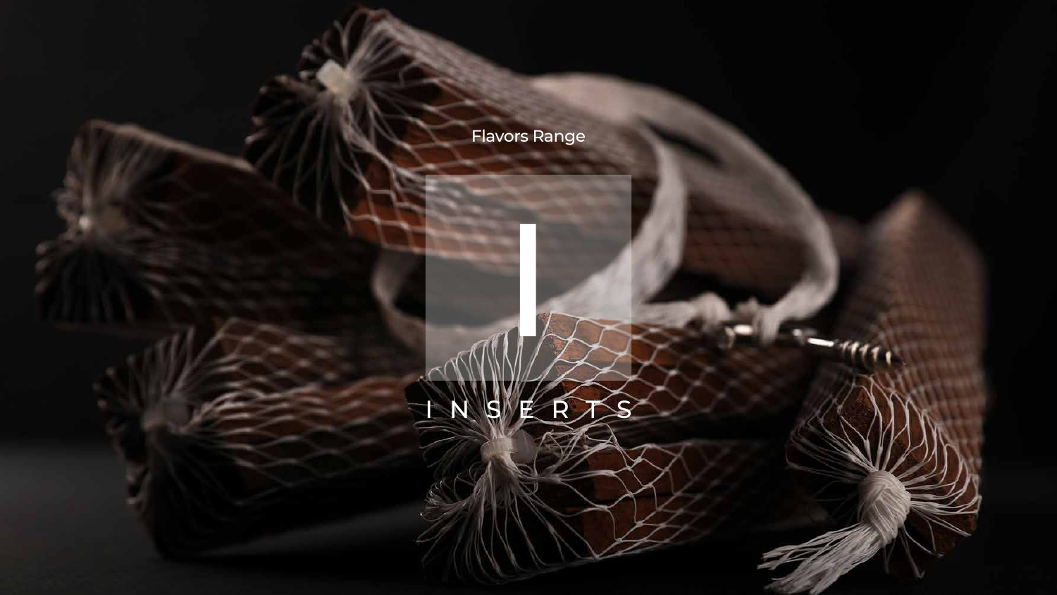Flavors Range

# I

# INSERTS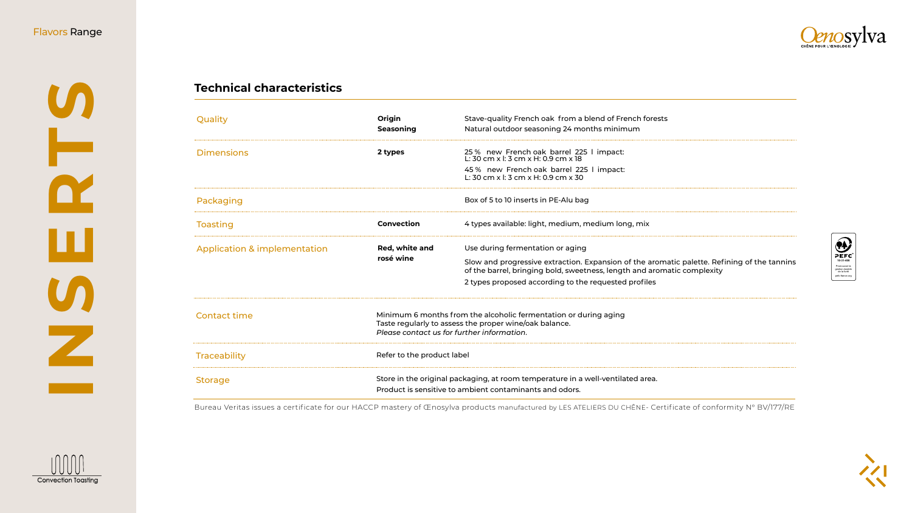Flavors Range

INSERTS

## Technical characteristics

| | | |
|---|---|---|
| Quality | **Origin**<br>**Seasoning** | Stave-quality French oak from a blend of French forests<br>Natural outdoor seasoning 24 months minimum |
| Dimensions | **2 types** | 25 % new French oak barrel 225 l impact:<br>L: 30 cm x l: 3 cm x H: 0.9 cm x 18<br>45 % new French oak barrel 225 l impact:<br>L: 30 cm x l: 3 cm x H: 0.9 cm x 30 |
| Packaging | | Box of 5 to 10 inserts in PE-Alu bag |
| Toasting | **Convection** | 4 types available: light, medium, medium long, mix |
| Application & implementation | **Red, white and rosé wine** | Use during fermentation or aging<br>Slow and progressive extraction. Expansion of the aromatic palette. Refining of the tannins of the barrel, bringing bold, sweetness, length and aromatic complexity<br>2 types proposed according to the requested profiles |
| Contact time | Minimum 6 months from the alcoholic fermentation or during aging<br>Taste regularly to assess the proper wine/oak balance.<br>*Please contact us for further information.* | |
| Traceability | Refer to the product label | |
| Storage | Store in the original packaging, at room temperature in a well-ventilated area.<br>Product is sensitive to ambient contaminants and odors. | |

Bureau Veritas issues a certificate for our HACCP mastery of Œnosylva products manufactured by LES ATELIERS DU CHÊNE- Certificate of conformity N° BV/177/RE

Convection Toasting